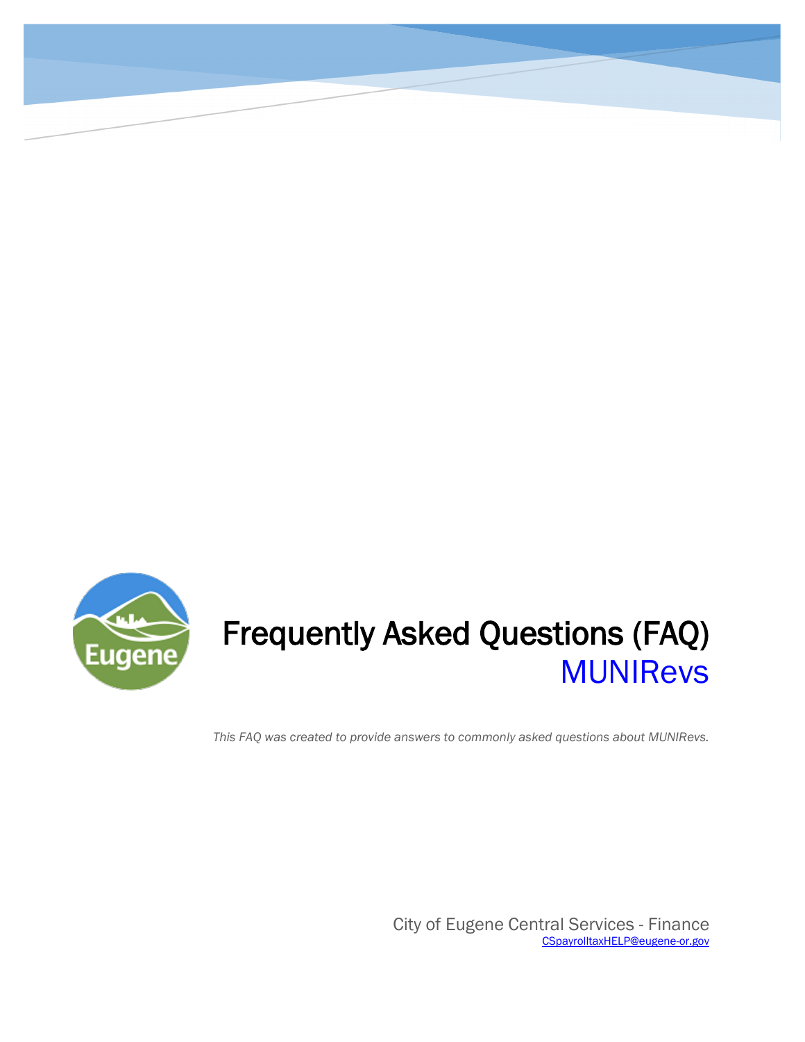# Frequently Asked Questions (FAQ)

## MUNIRevs

*This FAQ was created to provide answers to commonly asked questions about MUNIRevs.*

City of Eugene Central Services - Finance

CSpayrolltaxHELP@eugene-or.gov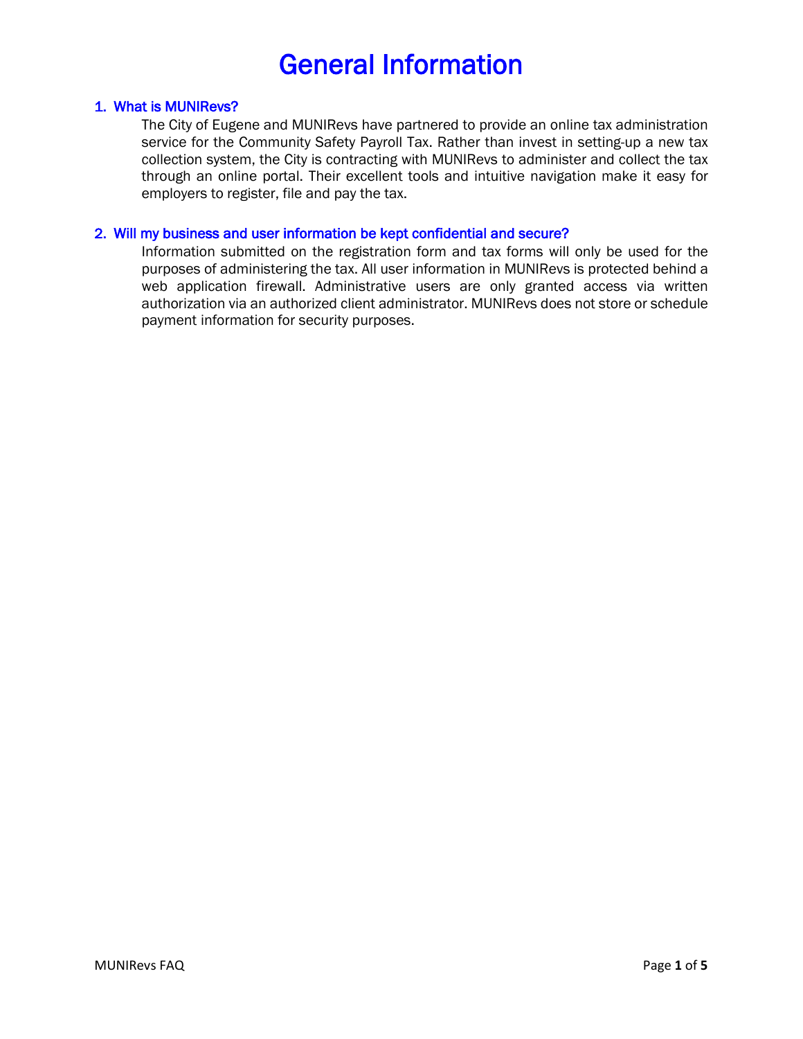# General Information

### 1. What is MUNIRevs?

The City of Eugene and MUNIRevs have partnered to provide an online tax administration service for the Community Safety Payroll Tax. Rather than invest in setting-up a new tax collection system, the City is contracting with MUNIRevs to administer and collect the tax through an online portal. Their excellent tools and intuitive navigation make it easy for employers to register, file and pay the tax.

### 2. Will my business and user information be kept confidential and secure?

Information submitted on the registration form and tax forms will only be used for the purposes of administering the tax. All user information in MUNIRevs is protected behind a web application firewall. Administrative users are only granted access via written authorization via an authorized client administrator. MUNIRevs does not store or schedule payment information for security purposes.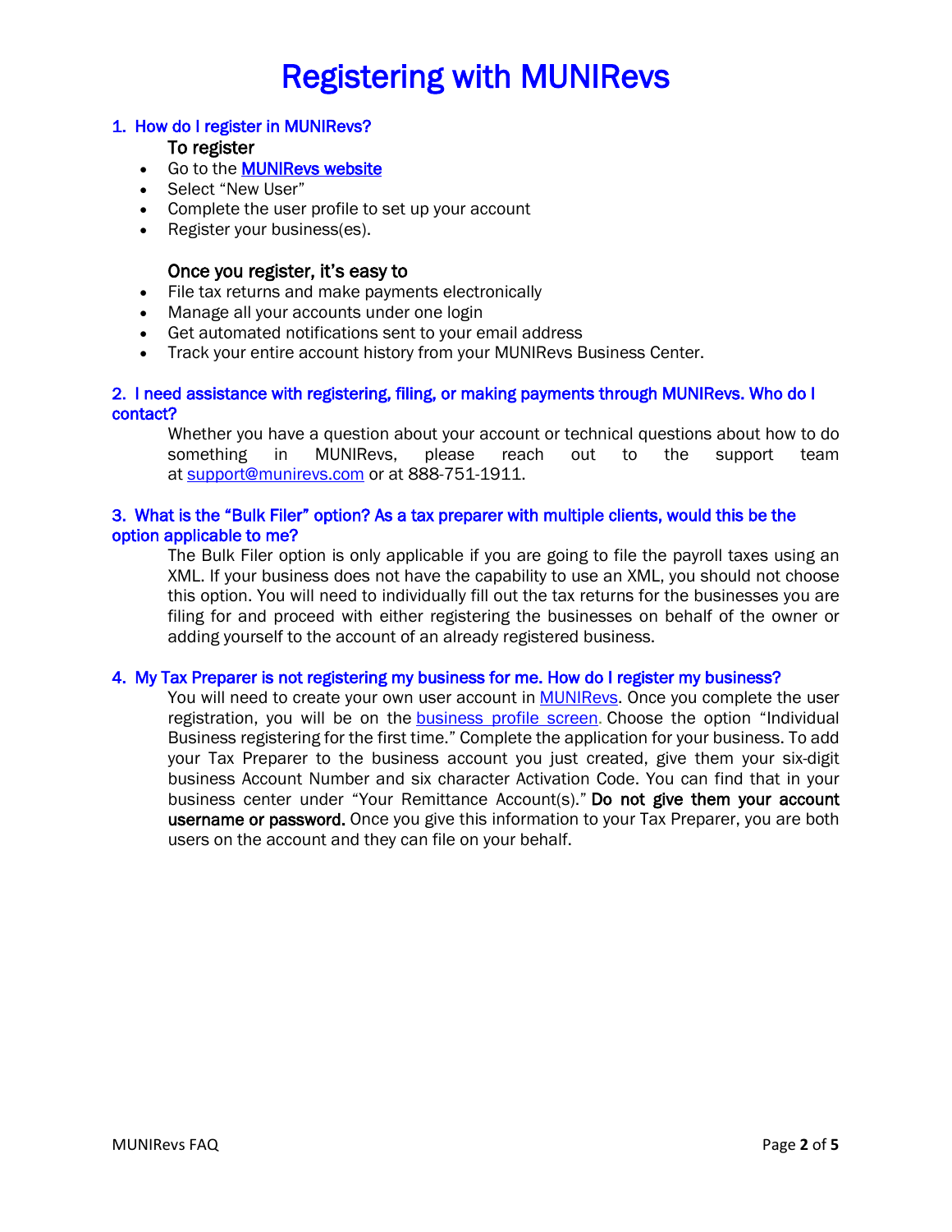# Registering with MUNIRevs

## 1. How do I register in MUNIRevs?

**To register**

- Go to the [MUNIRevs website](MUNIRevs website)
- Select "New User"
- Complete the user profile to set up your account
- Register your business(es).

**Once you register, it's easy to**

- File tax returns and make payments electronically
- Manage all your accounts under one login
- Get automated notifications sent to your email address
- Track your entire account history from your MUNIRevs Business Center.

## 2. I need assistance with registering, filing, or making payments through MUNIRevs. Who do I contact?

Whether you have a question about your account or technical questions about how to do something in MUNIRevs, please reach out to the support team at support@munirevs.com or at 888-751-1911.

## 3. What is the "Bulk Filer" option? As a tax preparer with multiple clients, would this be the option applicable to me?

The Bulk Filer option is only applicable if you are going to file the payroll taxes using an XML. If your business does not have the capability to use an XML, you should not choose this option. You will need to individually fill out the tax returns for the businesses you are filing for and proceed with either registering the businesses on behalf of the owner or adding yourself to the account of an already registered business.

## 4. My Tax Preparer is not registering my business for me. How do I register my business?

You will need to create your own user account in MUNIRevs. Once you complete the user registration, you will be on the business profile screen. Choose the option "Individual Business registering for the first time." Complete the application for your business. To add your Tax Preparer to the business account you just created, give them your six-digit business Account Number and six character Activation Code. You can find that in your business center under "Your Remittance Account(s)." **Do not give them your account username or password.** Once you give this information to your Tax Preparer, you are both users on the account and they can file on your behalf.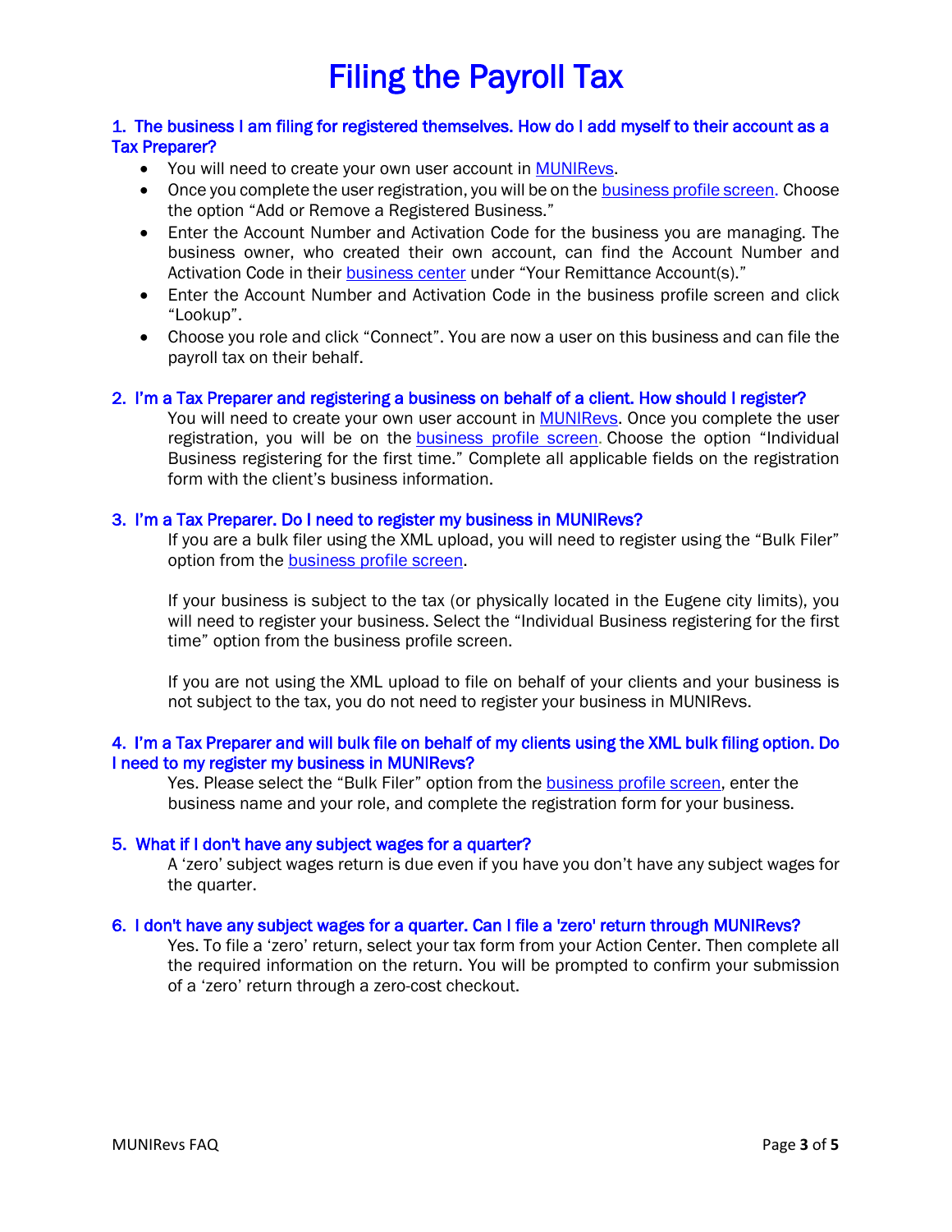# Filing the Payroll Tax

### 1. The business I am filing for registered themselves. How do I add myself to their account as a Tax Preparer?

- You will need to create your own user account in MUNIRevs.
- Once you complete the user registration, you will be on the business profile screen. Choose the option "Add or Remove a Registered Business."
- Enter the Account Number and Activation Code for the business you are managing. The business owner, who created their own account, can find the Account Number and Activation Code in their business center under "Your Remittance Account(s)."
- Enter the Account Number and Activation Code in the business profile screen and click "Lookup".
- Choose you role and click "Connect". You are now a user on this business and can file the payroll tax on their behalf.

### 2. I'm a Tax Preparer and registering a business on behalf of a client. How should I register?

You will need to create your own user account in MUNIRevs. Once you complete the user registration, you will be on the business profile screen. Choose the option "Individual Business registering for the first time." Complete all applicable fields on the registration form with the client's business information.

### 3. I'm a Tax Preparer. Do I need to register my business in MUNIRevs?

If you are a bulk filer using the XML upload, you will need to register using the "Bulk Filer" option from the business profile screen.

If your business is subject to the tax (or physically located in the Eugene city limits), you will need to register your business. Select the "Individual Business registering for the first time" option from the business profile screen.

If you are not using the XML upload to file on behalf of your clients and your business is not subject to the tax, you do not need to register your business in MUNIRevs.

### 4. I'm a Tax Preparer and will bulk file on behalf of my clients using the XML bulk filing option. Do I need to my register my business in MUNIRevs?

Yes. Please select the "Bulk Filer" option from the business profile screen, enter the business name and your role, and complete the registration form for your business.

### 5. What if I don't have any subject wages for a quarter?

A 'zero' subject wages return is due even if you have you don't have any subject wages for the quarter.

### 6. I don't have any subject wages for a quarter. Can I file a 'zero' return through MUNIRevs?

Yes. To file a 'zero' return, select your tax form from your Action Center. Then complete all the required information on the return. You will be prompted to confirm your submission of a 'zero' return through a zero-cost checkout.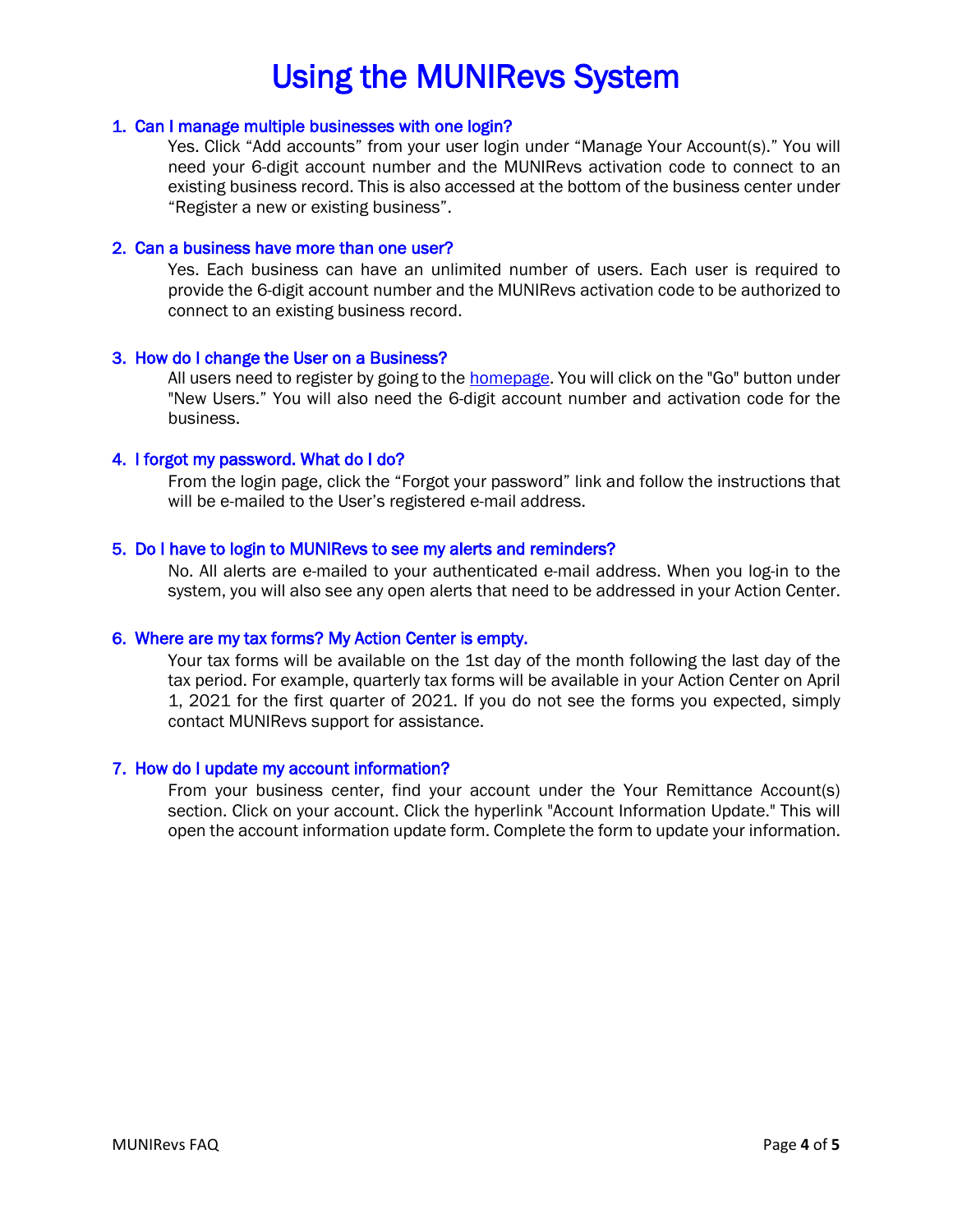# Using the MUNIRevs System

### 1. Can I manage multiple businesses with one login?

Yes. Click "Add accounts" from your user login under "Manage Your Account(s)." You will need your 6-digit account number and the MUNIRevs activation code to connect to an existing business record. This is also accessed at the bottom of the business center under "Register a new or existing business".

### 2. Can a business have more than one user?

Yes. Each business can have an unlimited number of users. Each user is required to provide the 6-digit account number and the MUNIRevs activation code to be authorized to connect to an existing business record.

### 3. How do I change the User on a Business?

All users need to register by going to the homepage. You will click on the "Go" button under "New Users." You will also need the 6-digit account number and activation code for the business.

### 4. I forgot my password. What do I do?

From the login page, click the "Forgot your password" link and follow the instructions that will be e-mailed to the User's registered e-mail address.

### 5. Do I have to login to MUNIRevs to see my alerts and reminders?

No. All alerts are e-mailed to your authenticated e-mail address. When you log-in to the system, you will also see any open alerts that need to be addressed in your Action Center.

### 6. Where are my tax forms? My Action Center is empty.

Your tax forms will be available on the 1st day of the month following the last day of the tax period. For example, quarterly tax forms will be available in your Action Center on April 1, 2021 for the first quarter of 2021. If you do not see the forms you expected, simply contact MUNIRevs support for assistance.

### 7. How do I update my account information?

From your business center, find your account under the Your Remittance Account(s) section. Click on your account. Click the hyperlink "Account Information Update." This will open the account information update form. Complete the form to update your information.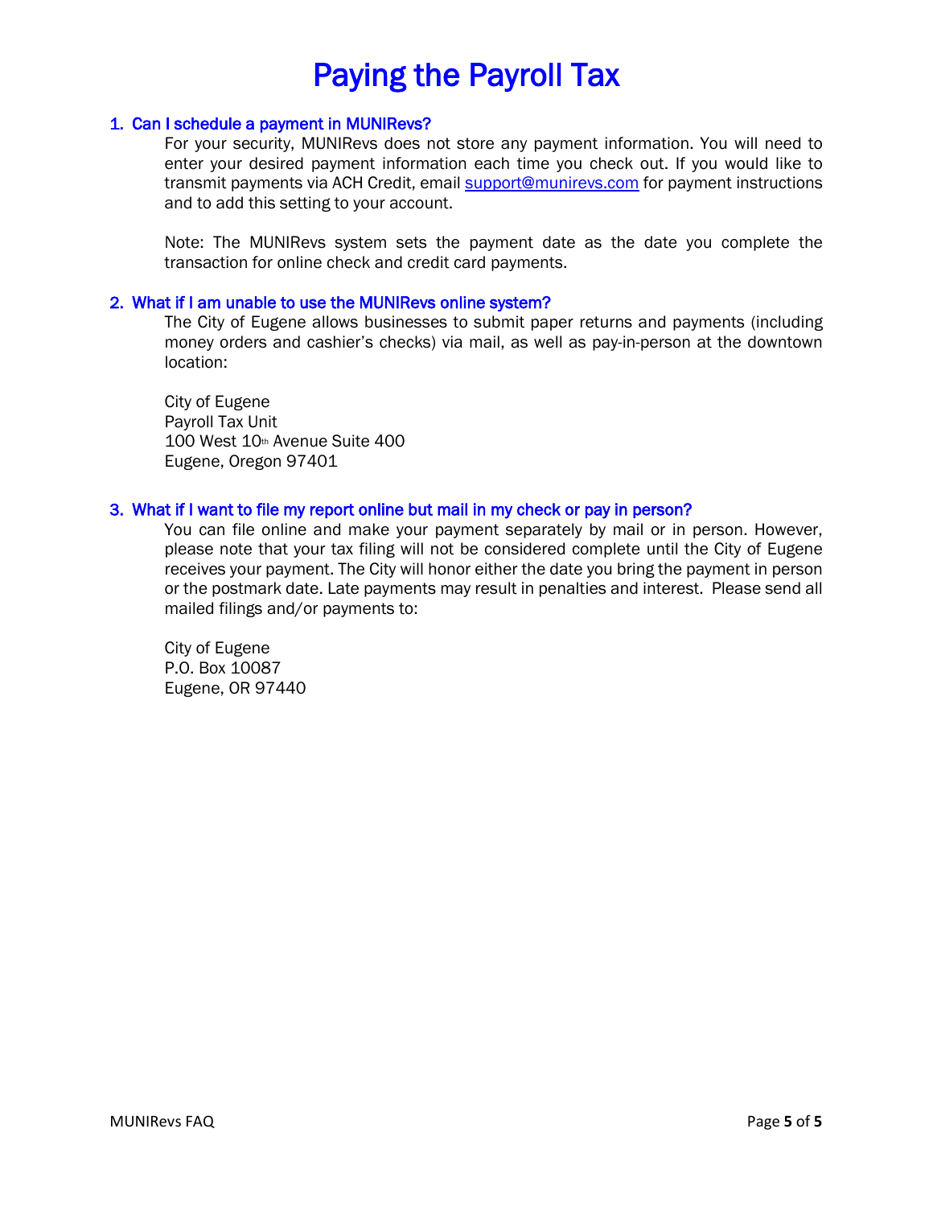# Paying the Payroll Tax

## 1. Can I schedule a payment in MUNIRevs?

For your security, MUNIRevs does not store any payment information. You will need to enter your desired payment information each time you check out. If you would like to transmit payments via ACH Credit, email support@munirevs.com for payment instructions and to add this setting to your account.

Note: The MUNIRevs system sets the payment date as the date you complete the transaction for online check and credit card payments.

## 2. What if I am unable to use the MUNIRevs online system?

The City of Eugene allows businesses to submit paper returns and payments (including money orders and cashier's checks) via mail, as well as pay-in-person at the downtown location:

City of Eugene
Payroll Tax Unit
100 West 10th Avenue Suite 400
Eugene, Oregon 97401

## 3. What if I want to file my report online but mail in my check or pay in person?

You can file online and make your payment separately by mail or in person. However, please note that your tax filing will not be considered complete until the City of Eugene receives your payment. The City will honor either the date you bring the payment in person or the postmark date. Late payments may result in penalties and interest. Please send all mailed filings and/or payments to:

City of Eugene
P.O. Box 10087
Eugene, OR 97440